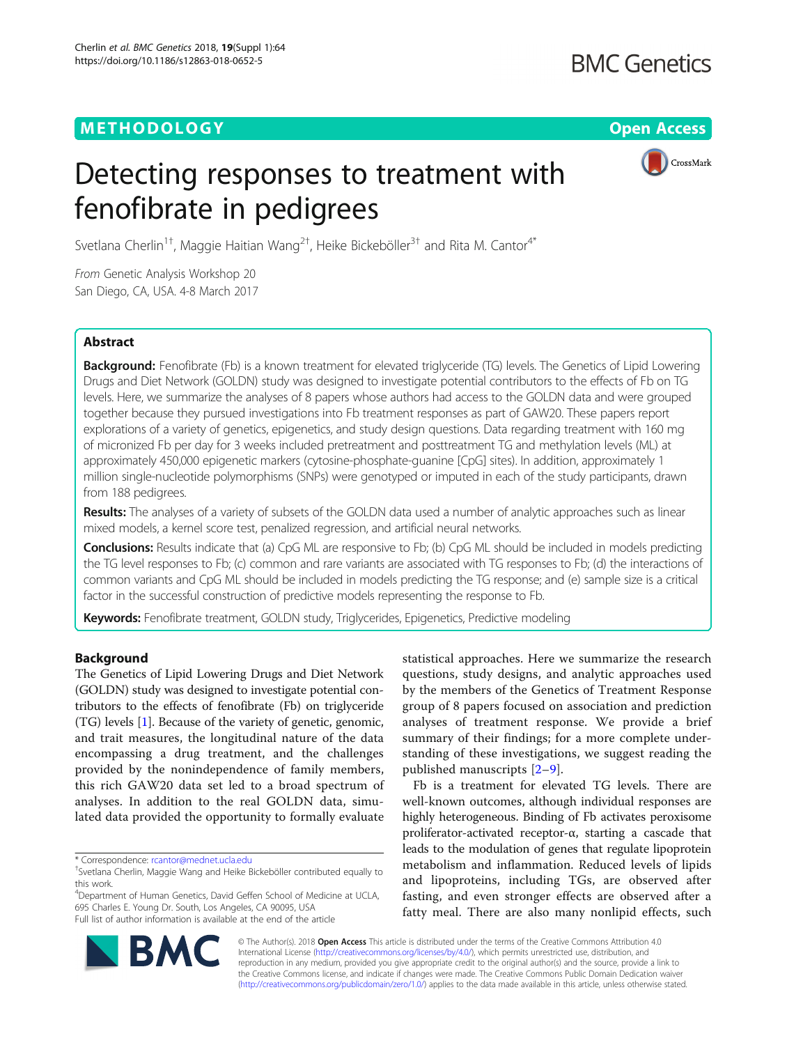METHODOLOGY

Open Access

# Detecting responses to treatment with fenofibrate in pedigrees

Svetlana Cherlin[1†], Maggie Haitian Wang[2†], Heike Bickeböller[3†] and Rita M. Cantor[4*]

*From* Genetic Analysis Workshop 20
San Diego, CA, USA. 4-8 March 2017

## Abstract

**Background:** Fenofibrate (Fb) is a known treatment for elevated triglyceride (TG) levels. The Genetics of Lipid Lowering Drugs and Diet Network (GOLDN) study was designed to investigate potential contributors to the effects of Fb on TG levels. Here, we summarize the analyses of 8 papers whose authors had access to the GOLDN data and were grouped together because they pursued investigations into Fb treatment responses as part of GAW20. These papers report explorations of a variety of genetics, epigenetics, and study design questions. Data regarding treatment with 160 mg of micronized Fb per day for 3 weeks included pretreatment and posttreatment TG and methylation levels (ML) at approximately 450,000 epigenetic markers (cytosine-phosphate-guanine [CpG] sites). In addition, approximately 1 million single-nucleotide polymorphisms (SNPs) were genotyped or imputed in each of the study participants, drawn from 188 pedigrees.

**Results:** The analyses of a variety of subsets of the GOLDN data used a number of analytic approaches such as linear mixed models, a kernel score test, penalized regression, and artificial neural networks.

**Conclusions:** Results indicate that (a) CpG ML are responsive to Fb; (b) CpG ML should be included in models predicting the TG level responses to Fb; (c) common and rare variants are associated with TG responses to Fb; (d) the interactions of common variants and CpG ML should be included in models predicting the TG response; and (e) sample size is a critical factor in the successful construction of predictive models representing the response to Fb.

**Keywords:** Fenofibrate treatment, GOLDN study, Triglycerides, Epigenetics, Predictive modeling

## Background

The Genetics of Lipid Lowering Drugs and Diet Network (GOLDN) study was designed to investigate potential contributors to the effects of fenofibrate (Fb) on triglyceride (TG) levels [1]. Because of the variety of genetic, genomic, and trait measures, the longitudinal nature of the data encompassing a drug treatment, and the challenges provided by the nonindependence of family members, this rich GAW20 data set led to a broad spectrum of analyses. In addition to the real GOLDN data, simulated data provided the opportunity to formally evaluate statistical approaches. Here we summarize the research questions, study designs, and analytic approaches used by the members of the Genetics of Treatment Response group of 8 papers focused on association and prediction analyses of treatment response. We provide a brief summary of their findings; for a more complete understanding of these investigations, we suggest reading the published manuscripts [2–9].

Fb is a treatment for elevated TG levels. There are well-known outcomes, although individual responses are highly heterogeneous. Binding of Fb activates peroxisome proliferator-activated receptor-α, starting a cascade that leads to the modulation of genes that regulate lipoprotein metabolism and inflammation. Reduced levels of lipids and lipoproteins, including TGs, are observed after fasting, and even stronger effects are observed after a fatty meal. There are also many nonlipid effects, such

\* Correspondence: rcantor@mednet.ucla.edu
†Svetlana Cherlin, Maggie Wang and Heike Bickeböller contributed equally to this work.
[4]Department of Human Genetics, David Geffen School of Medicine at UCLA, 695 Charles E. Young Dr. South, Los Angeles, CA 90095, USA
Full list of author information is available at the end of the article

© The Author(s). 2018 **Open Access** This article is distributed under the terms of the Creative Commons Attribution 4.0 International License (http://creativecommons.org/licenses/by/4.0/), which permits unrestricted use, distribution, and reproduction in any medium, provided you give appropriate credit to the original author(s) and the source, provide a link to the Creative Commons license, and indicate if changes were made. The Creative Commons Public Domain Dedication waiver (http://creativecommons.org/publicdomain/zero/1.0/) applies to the data made available in this article, unless otherwise stated.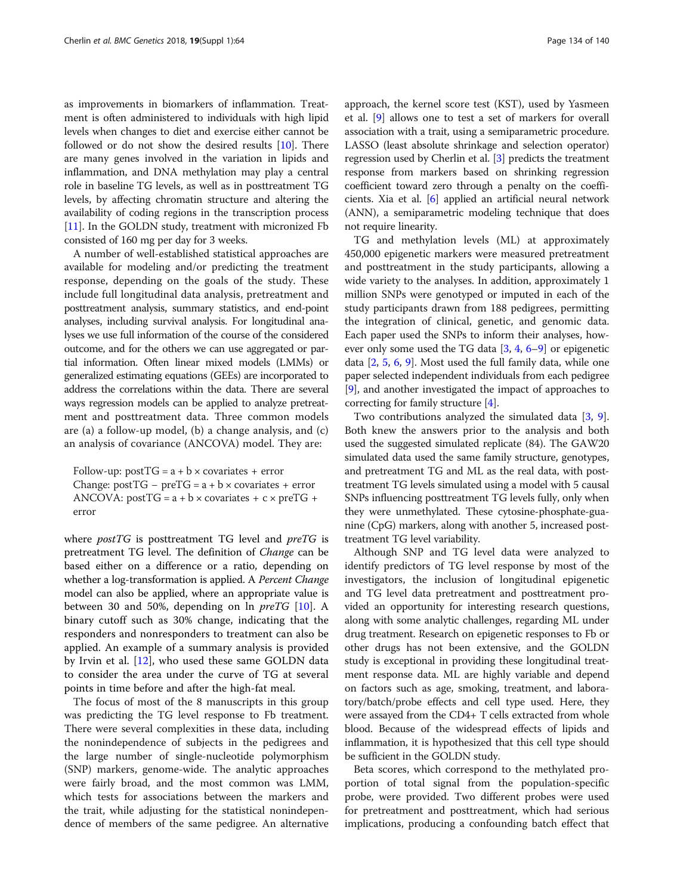as improvements in biomarkers of inflammation. Treatment is often administered to individuals with high lipid levels when changes to diet and exercise either cannot be followed or do not show the desired results [10]. There are many genes involved in the variation in lipids and inflammation, and DNA methylation may play a central role in baseline TG levels, as well as in posttreatment TG levels, by affecting chromatin structure and altering the availability of coding regions in the transcription process [11]. In the GOLDN study, treatment with micronized Fb consisted of 160 mg per day for 3 weeks.

A number of well-established statistical approaches are available for modeling and/or predicting the treatment response, depending on the goals of the study. These include full longitudinal data analysis, pretreatment and posttreatment analysis, summary statistics, and end-point analyses, including survival analysis. For longitudinal analyses we use full information of the course of the considered outcome, and for the others we can use aggregated or partial information. Often linear mixed models (LMMs) or generalized estimating equations (GEEs) are incorporated to address the correlations within the data. There are several ways regression models can be applied to analyze pretreatment and posttreatment data. Three common models are (a) a follow-up model, (b) a change analysis, and (c) an analysis of covariance (ANCOVA) model. They are:

Follow-up: $postTG = a + b \times covariates + error$
Change: $postTG - preTG = a + b \times covariates + error$
ANCOVA: $postTG = a + b \times covariates + c \times preTG + error$

where *postTG* is posttreatment TG level and *preTG* is pretreatment TG level. The definition of *Change* can be based either on a difference or a ratio, depending on whether a log-transformation is applied. A *Percent Change* model can also be applied, where an appropriate value is between 30 and 50%, depending on ln *preTG* [10]. A binary cutoff such as 30% change, indicating that the responders and nonresponders to treatment can also be applied. An example of a summary analysis is provided by Irvin et al. [12], who used these same GOLDN data to consider the area under the curve of TG at several points in time before and after the high-fat meal.

The focus of most of the 8 manuscripts in this group was predicting the TG level response to Fb treatment. There were several complexities in these data, including the nonindependence of subjects in the pedigrees and the large number of single-nucleotide polymorphism (SNP) markers, genome-wide. The analytic approaches were fairly broad, and the most common was LMM, which tests for associations between the markers and the trait, while adjusting for the statistical nonindependence of members of the same pedigree. An alternative approach, the kernel score test (KST), used by Yasmeen et al. [9] allows one to test a set of markers for overall association with a trait, using a semiparametric procedure. LASSO (least absolute shrinkage and selection operator) regression used by Cherlin et al. [3] predicts the treatment response from markers based on shrinking regression coefficient toward zero through a penalty on the coefficients. Xia et al. [6] applied an artificial neural network (ANN), a semiparametric modeling technique that does not require linearity.

TG and methylation levels (ML) at approximately 450,000 epigenetic markers were measured pretreatment and posttreatment in the study participants, allowing a wide variety to the analyses. In addition, approximately 1 million SNPs were genotyped or imputed in each of the study participants drawn from 188 pedigrees, permitting the integration of clinical, genetic, and genomic data. Each paper used the SNPs to inform their analyses, however only some used the TG data [3, 4, 6–9] or epigenetic data [2, 5, 6, 9]. Most used the full family data, while one paper selected independent individuals from each pedigree [9], and another investigated the impact of approaches to correcting for family structure [4].

Two contributions analyzed the simulated data [3, 9]. Both knew the answers prior to the analysis and both used the suggested simulated replicate (84). The GAW20 simulated data used the same family structure, genotypes, and pretreatment TG and ML as the real data, with posttreatment TG levels simulated using a model with 5 causal SNPs influencing posttreatment TG levels fully, only when they were unmethylated. These cytosine-phosphate-guanine (CpG) markers, along with another 5, increased posttreatment TG level variability.

Although SNP and TG level data were analyzed to identify predictors of TG level response by most of the investigators, the inclusion of longitudinal epigenetic and TG level data pretreatment and posttreatment provided an opportunity for interesting research questions, along with some analytic challenges, regarding ML under drug treatment. Research on epigenetic responses to Fb or other drugs has not been extensive, and the GOLDN study is exceptional in providing these longitudinal treatment response data. ML are highly variable and depend on factors such as age, smoking, treatment, and laboratory/batch/probe effects and cell type used. Here, they were assayed from the CD4+ T cells extracted from whole blood. Because of the widespread effects of lipids and inflammation, it is hypothesized that this cell type should be sufficient in the GOLDN study.

Beta scores, which correspond to the methylated proportion of total signal from the population-specific probe, were provided. Two different probes were used for pretreatment and posttreatment, which had serious implications, producing a confounding batch effect that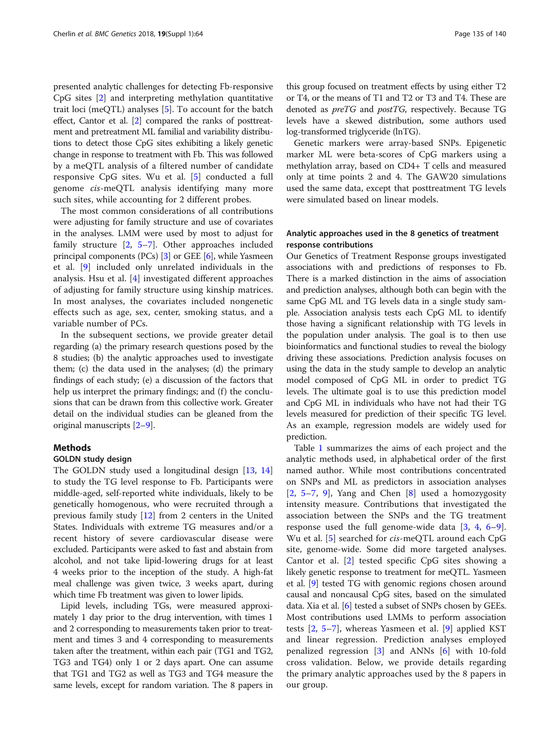presented analytic challenges for detecting Fb-responsive CpG sites [2] and interpreting methylation quantitative trait loci (meQTL) analyses [5]. To account for the batch effect, Cantor et al. [2] compared the ranks of posttreatment and pretreatment ML familial and variability distributions to detect those CpG sites exhibiting a likely genetic change in response to treatment with Fb. This was followed by a meQTL analysis of a filtered number of candidate responsive CpG sites. Wu et al. [5] conducted a full genome *cis*-meQTL analysis identifying many more such sites, while accounting for 2 different probes.

The most common considerations of all contributions were adjusting for family structure and use of covariates in the analyses. LMM were used by most to adjust for family structure [2, 5–7]. Other approaches included principal components (PCs) [3] or GEE [6], while Yasmeen et al. [9] included only unrelated individuals in the analysis. Hsu et al. [4] investigated different approaches of adjusting for family structure using kinship matrices. In most analyses, the covariates included nongenetic effects such as age, sex, center, smoking status, and a variable number of PCs.

In the subsequent sections, we provide greater detail regarding (a) the primary research questions posed by the 8 studies; (b) the analytic approaches used to investigate them; (c) the data used in the analyses; (d) the primary findings of each study; (e) a discussion of the factors that help us interpret the primary findings; and (f) the conclusions that can be drawn from this collective work. Greater detail on the individual studies can be gleaned from the original manuscripts [2–9].

## Methods

### GOLDN study design

The GOLDN study used a longitudinal design [13, 14] to study the TG level response to Fb. Participants were middle-aged, self-reported white individuals, likely to be genetically homogenous, who were recruited through a previous family study [12] from 2 centers in the United States. Individuals with extreme TG measures and/or a recent history of severe cardiovascular disease were excluded. Participants were asked to fast and abstain from alcohol, and not take lipid-lowering drugs for at least 4 weeks prior to the inception of the study. A high-fat meal challenge was given twice, 3 weeks apart, during which time Fb treatment was given to lower lipids.

Lipid levels, including TGs, were measured approximately 1 day prior to the drug intervention, with times 1 and 2 corresponding to measurements taken prior to treatment and times 3 and 4 corresponding to measurements taken after the treatment, within each pair (TG1 and TG2, TG3 and TG4) only 1 or 2 days apart. One can assume that TG1 and TG2 as well as TG3 and TG4 measure the same levels, except for random variation. The 8 papers in this group focused on treatment effects by using either T2 or T4, or the means of T1 and T2 or T3 and T4. These are denoted as *preTG* and *postTG*, respectively. Because TG levels have a skewed distribution, some authors used log-transformed triglyceride (lnTG).

Genetic markers were array-based SNPs. Epigenetic marker ML were beta-scores of CpG markers using a methylation array, based on CD4+ T cells and measured only at time points 2 and 4. The GAW20 simulations used the same data, except that posttreatment TG levels were simulated based on linear models.

### Analytic approaches used in the 8 genetics of treatment response contributions

Our Genetics of Treatment Response groups investigated associations with and predictions of responses to Fb. There is a marked distinction in the aims of association and prediction analyses, although both can begin with the same CpG ML and TG levels data in a single study sample. Association analysis tests each CpG ML to identify those having a significant relationship with TG levels in the population under analysis. The goal is to then use bioinformatics and functional studies to reveal the biology driving these associations. Prediction analysis focuses on using the data in the study sample to develop an analytic model composed of CpG ML in order to predict TG levels. The ultimate goal is to use this prediction model and CpG ML in individuals who have not had their TG levels measured for prediction of their specific TG level. As an example, regression models are widely used for prediction.

Table 1 summarizes the aims of each project and the analytic methods used, in alphabetical order of the first named author. While most contributions concentrated on SNPs and ML as predictors in association analyses [2, 5–7, 9], Yang and Chen [8] used a homozygosity intensity measure. Contributions that investigated the association between the SNPs and the TG treatment response used the full genome-wide data [3, 4, 6–9]. Wu et al. [5] searched for *cis*-meQTL around each CpG site, genome-wide. Some did more targeted analyses. Cantor et al. [2] tested specific CpG sites showing a likely genetic response to treatment for meQTL. Yasmeen et al. [9] tested TG with genomic regions chosen around causal and noncausal CpG sites, based on the simulated data. Xia et al. [6] tested a subset of SNPs chosen by GEEs. Most contributions used LMMs to perform association tests [2, 5–7], whereas Yasmeen et al. [9] applied KST and linear regression. Prediction analyses employed penalized regression [3] and ANNs [6] with 10-fold cross validation. Below, we provide details regarding the primary analytic approaches used by the 8 papers in our group.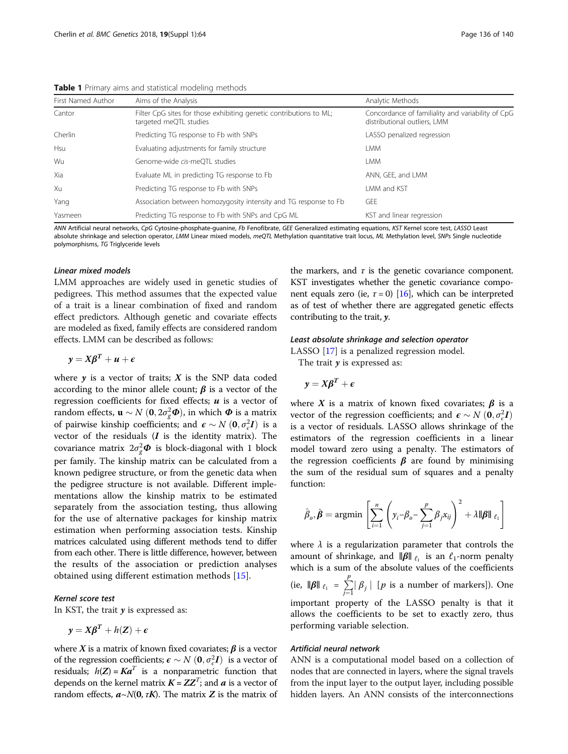**Table 1** Primary aims and statistical modeling methods

| First Named Author | Aims of the Analysis | Analytic Methods |
| --- | --- | --- |
| Cantor | Filter CpG sites for those exhibiting genetic contributions to ML; targeted meQTL studies | Concordance of familiality and variability of CpG distributional outliers, LMM |
| Cherlin | Predicting TG response to Fb with SNPs | LASSO penalized regression |
| Hsu | Evaluating adjustments for family structure | LMM |
| Wu | Genome-wide *cis*-meQTL studies | LMM |
| Xia | Evaluate ML in predicting TG response to Fb | ANN, GEE, and LMM |
| Xu | Predicting TG response to Fb with SNPs | LMM and KST |
| Yang | Association between homozygosity intensity and TG response to Fb | GEE |
| Yasmeen | Predicting TG response to Fb with SNPs and CpG ML | KST and linear regression |

*ANN* Artificial neural networks, *CpG* Cytosine-phosphate-guanine, *Fb* Fenofibrate, *GEE* Generalized estimating equations, *KST* Kernel score test, *LASSO* Least absolute shrinkage and selection operator, *LMM* Linear mixed models, *meQTL* Methylation quantitative trait locus, *ML* Methylation level, *SNPs* Single nucleotide polymorphisms, *TG* Triglyceride levels

#### *Linear mixed models*

LMM approaches are widely used in genetic studies of pedigrees. This method assumes that the expected value of a trait is a linear combination of fixed and random effect predictors. Although genetic and covariate effects are modeled as fixed, family effects are considered random effects. LMM can be described as follows:

$$\boldsymbol{y} = \boldsymbol{X}\boldsymbol{\beta}^T + \boldsymbol{u} + \boldsymbol{\epsilon}$$

where $\boldsymbol{y}$ is a vector of traits; $\boldsymbol{X}$ is the SNP data coded according to the minor allele count; $\boldsymbol{\beta}$ is a vector of the regression coefficients for fixed effects; $\boldsymbol{u}$ is a vector of random effects, $\mathbf{u} \sim N\left(\mathbf{0}, 2\sigma_g^2\boldsymbol{\Phi}\right)$, in which $\boldsymbol{\Phi}$ is a matrix of pairwise kinship coefficients; and $\boldsymbol{\epsilon} \sim N\left(\mathbf{0}, \sigma_\epsilon^2\boldsymbol{I}\right)$ is a vector of the residuals ($\boldsymbol{I}$ is the identity matrix). The covariance matrix $2\sigma_g^2\boldsymbol{\Phi}$ is block-diagonal with 1 block per family. The kinship matrix can be calculated from a known pedigree structure, or from the genetic data when the pedigree structure is not available. Different implementations allow the kinship matrix to be estimated separately from the association testing, thus allowing for the use of alternative packages for kinship matrix estimation when performing association tests. Kinship matrices calculated using different methods tend to differ from each other. There is little difference, however, between the results of the association or prediction analyses obtained using different estimation methods [15].

#### *Kernel score test*

In KST, the trait $\boldsymbol{y}$ is expressed as:

$$\boldsymbol{y} = \boldsymbol{X}\boldsymbol{\beta}^T + h(\boldsymbol{Z}) + \boldsymbol{\epsilon}$$

where $\boldsymbol{X}$ is a matrix of known fixed covariates; $\boldsymbol{\beta}$ is a vector of the regression coefficients; $\boldsymbol{\epsilon} \sim N\left(\mathbf{0}, \sigma_\epsilon^2\boldsymbol{I}\right)$ is a vector of residuals; $h(\boldsymbol{Z}) = \boldsymbol{K}\boldsymbol{a}^T$ is a nonparametric function that depends on the kernel matrix $\boldsymbol{K} = \boldsymbol{Z}\boldsymbol{Z}^T$; and $\boldsymbol{a}$ is a vector of random effects, $\boldsymbol{a} \sim N(\mathbf{0}, \tau\boldsymbol{K})$. The matrix $\boldsymbol{Z}$ is the matrix of the markers, and $\tau$ is the genetic covariance component. KST investigates whether the genetic covariance component equals zero (ie, $\tau = 0$) [16], which can be interpreted as of test of whether there are aggregated genetic effects contributing to the trait, $\boldsymbol{y}$.

#### *Least absolute shrinkage and selection operator*

LASSO [17] is a penalized regression model.

The trait $\boldsymbol{y}$ is expressed as:

$$\boldsymbol{y} = \boldsymbol{X}\boldsymbol{\beta}^T + \boldsymbol{\epsilon}$$

where $\boldsymbol{X}$ is a matrix of known fixed covariates; $\boldsymbol{\beta}$ is a vector of the regression coefficients; and $\boldsymbol{\epsilon} \sim N\left(\mathbf{0}, \sigma_\epsilon^2\boldsymbol{I}\right)$ is a vector of residuals. LASSO allows shrinkage of the estimators of the regression coefficients in a linear model toward zero using a penalty. The estimators of the regression coefficients $\boldsymbol{\beta}$ are found by minimising the sum of the residual sum of squares and a penalty function:

$$\hat{\beta}_o, \hat{\boldsymbol{\beta}} = \operatorname{argmin}\left[\sum_{i=1}^{n}\left(y_i - \beta_o - \sum_{j=1}^{p}\beta_j x_{ij}\right)^2 + \lambda\|\boldsymbol{\beta}\|_{\ell_1}\right]$$

where $\lambda$ is a regularization parameter that controls the amount of shrinkage, and $\|\boldsymbol{\beta}\|_{\ell_1}$ is an $\ell_1$-norm penalty which is a sum of the absolute values of the coefficients (ie, $\|\boldsymbol{\beta}\|_{\ell_1} = \sum_{j=1}^{p}|\beta_j|$ [$p$ is a number of markers]). One important property of the LASSO penalty is that it allows the coefficients to be set to exactly zero, thus performing variable selection.

#### *Artificial neural network*

ANN is a computational model based on a collection of nodes that are connected in layers, where the signal travels from the input layer to the output layer, including possible hidden layers. An ANN consists of the interconnections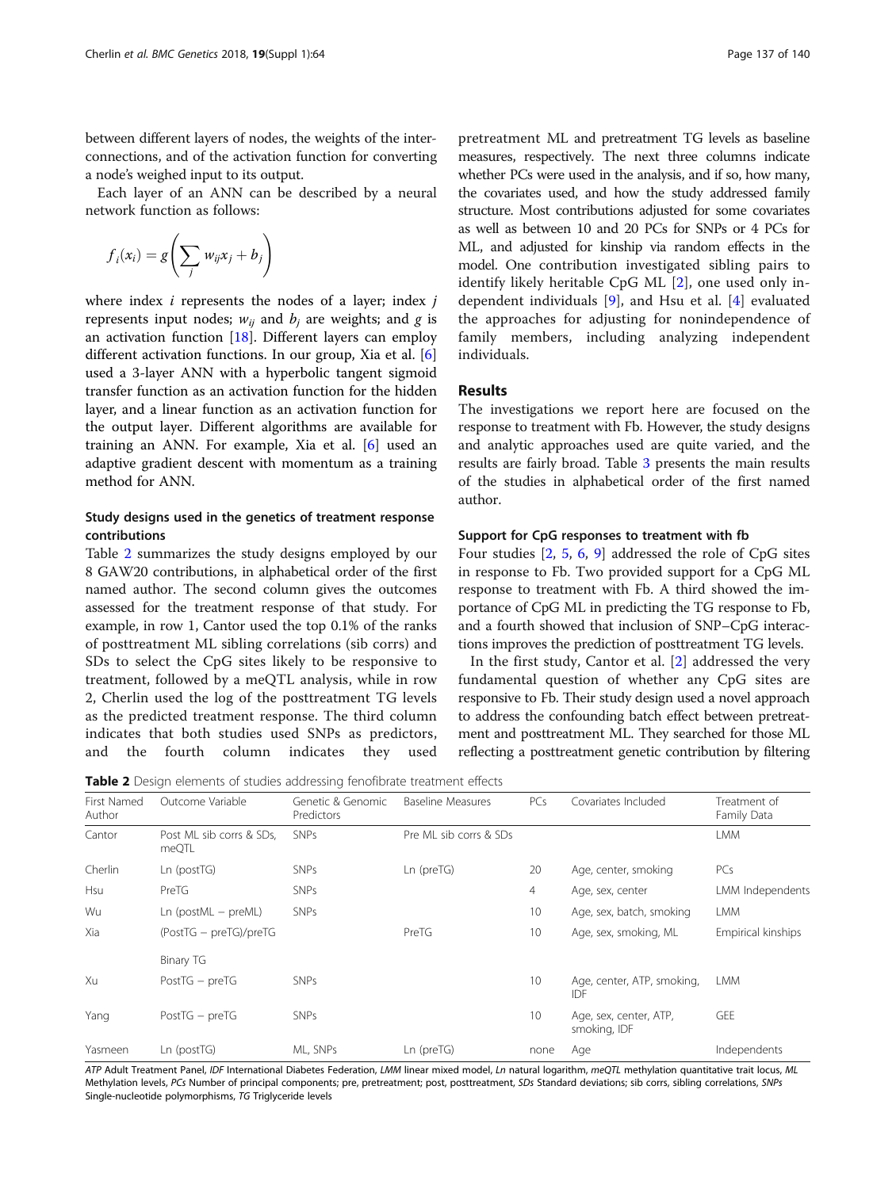between different layers of nodes, the weights of the interconnections, and of the activation function for converting a node's weighed input to its output.

Each layer of an ANN can be described by a neural network function as follows:

$$f_i(x_i) = g\left(\sum_j w_{ij}x_j + b_j\right)$$

where index $i$ represents the nodes of a layer; index $j$ represents input nodes; $w_{ij}$ and $b_j$ are weights; and $g$ is an activation function [18]. Different layers can employ different activation functions. In our group, Xia et al. [6] used a 3-layer ANN with a hyperbolic tangent sigmoid transfer function as an activation function for the hidden layer, and a linear function as an activation function for the output layer. Different algorithms are available for training an ANN. For example, Xia et al. [6] used an adaptive gradient descent with momentum as a training method for ANN.

### Study designs used in the genetics of treatment response contributions

Table 2 summarizes the study designs employed by our 8 GAW20 contributions, in alphabetical order of the first named author. The second column gives the outcomes assessed for the treatment response of that study. For example, in row 1, Cantor used the top 0.1% of the ranks of posttreatment ML sibling correlations (sib corrs) and SDs to select the CpG sites likely to be responsive to treatment, followed by a meQTL analysis, while in row 2, Cherlin used the log of the posttreatment TG levels as the predicted treatment response. The third column indicates that both studies used SNPs as predictors, and the fourth column indicates they used pretreatment ML and pretreatment TG levels as baseline measures, respectively. The next three columns indicate whether PCs were used in the analysis, and if so, how many, the covariates used, and how the study addressed family structure. Most contributions adjusted for some covariates as well as between 10 and 20 PCs for SNPs or 4 PCs for ML, and adjusted for kinship via random effects in the model. One contribution investigated sibling pairs to identify likely heritable CpG ML [2], one used only independent individuals [9], and Hsu et al. [4] evaluated the approaches for adjusting for nonindependence of family members, including analyzing independent individuals.

**Table 2** Design elements of studies addressing fenofibrate treatment effects

| First Named Author | Outcome Variable | Genetic & Genomic Predictors | Baseline Measures | PCs | Covariates Included | Treatment of Family Data |
|---|---|---|---|---|---|---|
| Cantor | Post ML sib corrs & SDs, meQTL | SNPs | Pre ML sib corrs & SDs | | | LMM |
| Cherlin | Ln (postTG) | SNPs | Ln (preTG) | 20 | Age, center, smoking | PCs |
| Hsu | PreTG | SNPs | | 4 | Age, sex, center | LMM Independents |
| Wu | Ln (postML − preML) | SNPs | | 10 | Age, sex, batch, smoking | LMM |
| Xia | (PostTG − preTG)/preTG<br>Binary TG | | PreTG | 10 | Age, sex, smoking, ML | Empirical kinships |
| Xu | PostTG − preTG | SNPs | | 10 | Age, center, ATP, smoking, IDF | LMM |
| Yang | PostTG − preTG | SNPs | | 10 | Age, sex, center, ATP, smoking, IDF | GEE |
| Yasmeen | Ln (postTG) | ML, SNPs | Ln (preTG) | none | Age | Independents |

*ATP* Adult Treatment Panel, *IDF* International Diabetes Federation, *LMM* linear mixed model, *Ln* natural logarithm, *meQTL* methylation quantitative trait locus, *ML* Methylation levels, *PCs* Number of principal components; pre, pretreatment; post, posttreatment, *SDs* Standard deviations; sib corrs, sibling correlations, *SNPs* Single-nucleotide polymorphisms, *TG* Triglyceride levels

## Results

The investigations we report here are focused on the response to treatment with Fb. However, the study designs and analytic approaches used are quite varied, and the results are fairly broad. Table 3 presents the main results of the studies in alphabetical order of the first named author.

### Support for CpG responses to treatment with fb

Four studies [2, 5, 6, 9] addressed the role of CpG sites in response to Fb. Two provided support for a CpG ML response to treatment with Fb. A third showed the importance of CpG ML in predicting the TG response to Fb, and a fourth showed that inclusion of SNP–CpG interactions improves the prediction of posttreatment TG levels.

In the first study, Cantor et al. [2] addressed the very fundamental question of whether any CpG sites are responsive to Fb. Their study design used a novel approach to address the confounding batch effect between pretreatment and posttreatment ML. They searched for those ML reflecting a posttreatment genetic contribution by filtering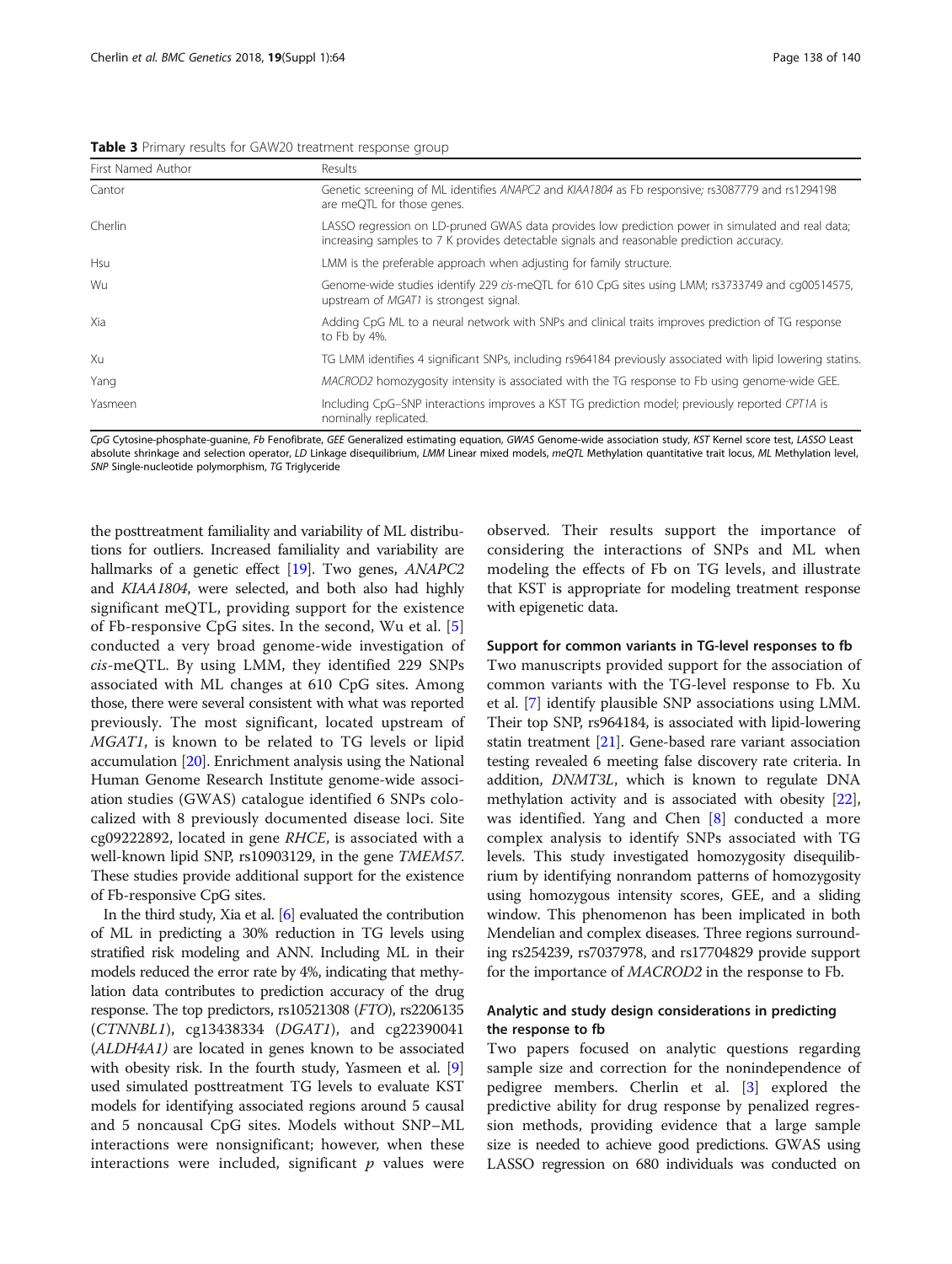**Table 3** Primary results for GAW20 treatment response group

| First Named Author | Results |
| --- | --- |
| Cantor | Genetic screening of ML identifies *ANAPC2* and *KIAA1804* as Fb responsive; rs3087779 and rs1294198 are meQTL for those genes. |
| Cherlin | LASSO regression on LD-pruned GWAS data provides low prediction power in simulated and real data; increasing samples to 7 K provides detectable signals and reasonable prediction accuracy. |
| Hsu | LMM is the preferable approach when adjusting for family structure. |
| Wu | Genome-wide studies identify 229 *cis*-meQTL for 610 CpG sites using LMM; rs3733749 and cg00514575, upstream of *MGAT1* is strongest signal. |
| Xia | Adding CpG ML to a neural network with SNPs and clinical traits improves prediction of TG response to Fb by 4%. |
| Xu | TG LMM identifies 4 significant SNPs, including rs964184 previously associated with lipid lowering statins. |
| Yang | *MACROD2* homozygosity intensity is associated with the TG response to Fb using genome-wide GEE. |
| Yasmeen | Including CpG–SNP interactions improves a KST TG prediction model; previously reported *CPT1A* is nominally replicated. |

*CpG* Cytosine-phosphate-guanine, *Fb* Fenofibrate, *GEE* Generalized estimating equation, *GWAS* Genome-wide association study, *KST* Kernel score test, *LASSO* Least absolute shrinkage and selection operator, *LD* Linkage disequilibrium, *LMM* Linear mixed models, *meQTL* Methylation quantitative trait locus, *ML* Methylation level, *SNP* Single-nucleotide polymorphism, *TG* Triglyceride

the posttreatment familiality and variability of ML distributions for outliers. Increased familiality and variability are hallmarks of a genetic effect [19]. Two genes, *ANAPC2* and *KIAA1804*, were selected, and both also had highly significant meQTL, providing support for the existence of Fb-responsive CpG sites. In the second, Wu et al. [5] conducted a very broad genome-wide investigation of *cis*-meQTL. By using LMM, they identified 229 SNPs associated with ML changes at 610 CpG sites. Among those, there were several consistent with what was reported previously. The most significant, located upstream of *MGAT1*, is known to be related to TG levels or lipid accumulation [20]. Enrichment analysis using the National Human Genome Research Institute genome-wide association studies (GWAS) catalogue identified 6 SNPs colocalized with 8 previously documented disease loci. Site cg09222892, located in gene *RHCE*, is associated with a well-known lipid SNP, rs10903129, in the gene *TMEM57*. These studies provide additional support for the existence of Fb-responsive CpG sites.

In the third study, Xia et al. [6] evaluated the contribution of ML in predicting a 30% reduction in TG levels using stratified risk modeling and ANN. Including ML in their models reduced the error rate by 4%, indicating that methylation data contributes to prediction accuracy of the drug response. The top predictors, rs10521308 (*FTO*), rs2206135 (*CTNNBL1*), cg13438334 (*DGAT1*), and cg22390041 (*ALDH4A1)* are located in genes known to be associated with obesity risk. In the fourth study, Yasmeen et al. [9] used simulated posttreatment TG levels to evaluate KST models for identifying associated regions around 5 causal and 5 noncausal CpG sites. Models without SNP–ML interactions were nonsignificant; however, when these interactions were included, significant $p$ values were observed. Their results support the importance of considering the interactions of SNPs and ML when modeling the effects of Fb on TG levels, and illustrate that KST is appropriate for modeling treatment response with epigenetic data.

#### Support for common variants in TG-level responses to fb

Two manuscripts provided support for the association of common variants with the TG-level response to Fb. Xu et al. [7] identify plausible SNP associations using LMM. Their top SNP, rs964184, is associated with lipid-lowering statin treatment [21]. Gene-based rare variant association testing revealed 6 meeting false discovery rate criteria. In addition, *DNMT3L*, which is known to regulate DNA methylation activity and is associated with obesity [22], was identified. Yang and Chen [8] conducted a more complex analysis to identify SNPs associated with TG levels. This study investigated homozygosity disequilibrium by identifying nonrandom patterns of homozygosity using homozygous intensity scores, GEE, and a sliding window. This phenomenon has been implicated in both Mendelian and complex diseases. Three regions surrounding rs254239, rs7037978, and rs17704829 provide support for the importance of *MACROD2* in the response to Fb.

### Analytic and study design considerations in predicting the response to fb

Two papers focused on analytic questions regarding sample size and correction for the nonindependence of pedigree members. Cherlin et al. [3] explored the predictive ability for drug response by penalized regression methods, providing evidence that a large sample size is needed to achieve good predictions. GWAS using LASSO regression on 680 individuals was conducted on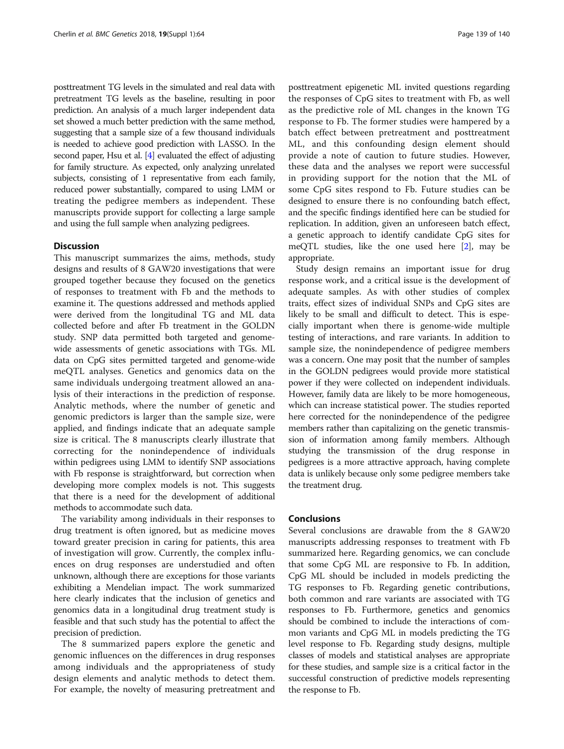posttreatment TG levels in the simulated and real data with pretreatment TG levels as the baseline, resulting in poor prediction. An analysis of a much larger independent data set showed a much better prediction with the same method, suggesting that a sample size of a few thousand individuals is needed to achieve good prediction with LASSO. In the second paper, Hsu et al. [4] evaluated the effect of adjusting for family structure. As expected, only analyzing unrelated subjects, consisting of 1 representative from each family, reduced power substantially, compared to using LMM or treating the pedigree members as independent. These manuscripts provide support for collecting a large sample and using the full sample when analyzing pedigrees.

## Discussion

This manuscript summarizes the aims, methods, study designs and results of 8 GAW20 investigations that were grouped together because they focused on the genetics of responses to treatment with Fb and the methods to examine it. The questions addressed and methods applied were derived from the longitudinal TG and ML data collected before and after Fb treatment in the GOLDN study. SNP data permitted both targeted and genome-wide assessments of genetic associations with TGs. ML data on CpG sites permitted targeted and genome-wide meQTL analyses. Genetics and genomics data on the same individuals undergoing treatment allowed an analysis of their interactions in the prediction of response. Analytic methods, where the number of genetic and genomic predictors is larger than the sample size, were applied, and findings indicate that an adequate sample size is critical. The 8 manuscripts clearly illustrate that correcting for the nonindependence of individuals within pedigrees using LMM to identify SNP associations with Fb response is straightforward, but correction when developing more complex models is not. This suggests that there is a need for the development of additional methods to accommodate such data.

The variability among individuals in their responses to drug treatment is often ignored, but as medicine moves toward greater precision in caring for patients, this area of investigation will grow. Currently, the complex influences on drug responses are understudied and often unknown, although there are exceptions for those variants exhibiting a Mendelian impact. The work summarized here clearly indicates that the inclusion of genetics and genomics data in a longitudinal drug treatment study is feasible and that such study has the potential to affect the precision of prediction.

The 8 summarized papers explore the genetic and genomic influences on the differences in drug responses among individuals and the appropriateness of study design elements and analytic methods to detect them. For example, the novelty of measuring pretreatment and posttreatment epigenetic ML invited questions regarding the responses of CpG sites to treatment with Fb, as well as the predictive role of ML changes in the known TG response to Fb. The former studies were hampered by a batch effect between pretreatment and posttreatment ML, and this confounding design element should provide a note of caution to future studies. However, these data and the analyses we report were successful in providing support for the notion that the ML of some CpG sites respond to Fb. Future studies can be designed to ensure there is no confounding batch effect, and the specific findings identified here can be studied for replication. In addition, given an unforeseen batch effect, a genetic approach to identify candidate CpG sites for meQTL studies, like the one used here [2], may be appropriate.

Study design remains an important issue for drug response work, and a critical issue is the development of adequate samples. As with other studies of complex traits, effect sizes of individual SNPs and CpG sites are likely to be small and difficult to detect. This is especially important when there is genome-wide multiple testing of interactions, and rare variants. In addition to sample size, the nonindependence of pedigree members was a concern. One may posit that the number of samples in the GOLDN pedigrees would provide more statistical power if they were collected on independent individuals. However, family data are likely to be more homogeneous, which can increase statistical power. The studies reported here corrected for the nonindependence of the pedigree members rather than capitalizing on the genetic transmission of information among family members. Although studying the transmission of the drug response in pedigrees is a more attractive approach, having complete data is unlikely because only some pedigree members take the treatment drug.

## Conclusions

Several conclusions are drawable from the 8 GAW20 manuscripts addressing responses to treatment with Fb summarized here. Regarding genomics, we can conclude that some CpG ML are responsive to Fb. In addition, CpG ML should be included in models predicting the TG responses to Fb. Regarding genetic contributions, both common and rare variants are associated with TG responses to Fb. Furthermore, genetics and genomics should be combined to include the interactions of common variants and CpG ML in models predicting the TG level response to Fb. Regarding study designs, multiple classes of models and statistical analyses are appropriate for these studies, and sample size is a critical factor in the successful construction of predictive models representing the response to Fb.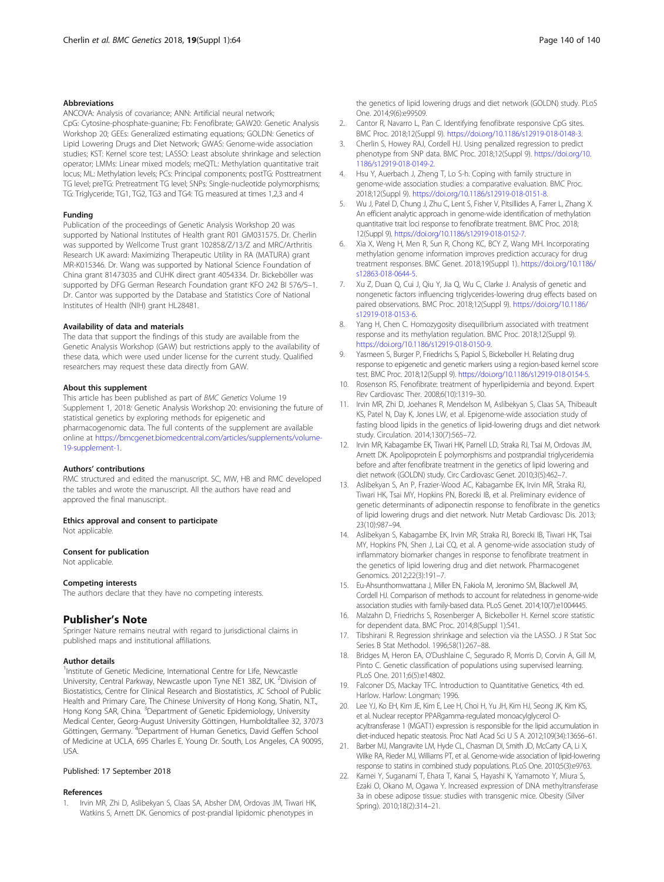### Abbreviations

ANCOVA: Analysis of covariance; ANN: Artificial neural network; CpG: Cytosine-phosphate-guanine; Fb: Fenofibrate; GAW20: Genetic Analysis Workshop 20; GEEs: Generalized estimating equations; GOLDN: Genetics of Lipid Lowering Drugs and Diet Network; GWAS: Genome-wide association studies; KST: Kernel score test; LASSO: Least absolute shrinkage and selection operator; LMMs: Linear mixed models; meQTL: Methylation quantitative trait locus; ML: Methylation levels; PCs: Principal components; postTG: Posttreatment TG level; preTG: Pretreatment TG level; SNPs: Single-nucleotide polymorphisms; TG: Triglyceride; TG1, TG2, TG3 and TG4: TG measured at times 1,2,3 and 4

### Funding

Publication of the proceedings of Genetic Analysis Workshop 20 was supported by National Institutes of Health grant R01 GM031575. Dr. Cherlin was supported by Wellcome Trust grant 102858/Z/13/Z and MRC/Arthritis Research UK award: Maximizing Therapeutic Utility in RA (MATURA) grant MR-K015346. Dr. Wang was supported by National Science Foundation of China grant 81473035 and CUHK direct grant 4054334. Dr. Bickeböller was supported by DFG German Research Foundation grant KFO 242 BI 576/5–1. Dr. Cantor was supported by the Database and Statistics Core of National Institutes of Health (NIH) grant HL28481.

### Availability of data and materials

The data that support the findings of this study are available from the Genetic Analysis Workshop (GAW) but restrictions apply to the availability of these data, which were used under license for the current study. Qualified researchers may request these data directly from GAW.

### About this supplement

This article has been published as part of *BMC Genetics* Volume 19 Supplement 1, 2018: Genetic Analysis Workshop 20: envisioning the future of statistical genetics by exploring methods for epigenetic and pharmacogenomic data. The full contents of the supplement are available online at https://bmcgenet.biomedcentral.com/articles/supplements/volume-19-supplement-1.

### Authors' contributions

RMC structured and edited the manuscript. SC, MW, HB and RMC developed the tables and wrote the manuscript. All the authors have read and approved the final manuscript.

### Ethics approval and consent to participate

Not applicable.

### Consent for publication

Not applicable.

### Competing interests

The authors declare that they have no competing interests.

## Publisher's Note

Springer Nature remains neutral with regard to jurisdictional claims in published maps and institutional affiliations.

### Author details

[1]Institute of Genetic Medicine, International Centre for Life, Newcastle University, Central Parkway, Newcastle upon Tyne NE1 3BZ, UK. [2]Division of Biostatistics, Centre for Clinical Research and Biostatistics, JC School of Public Health and Primary Care, The Chinese University of Hong Kong, Shatin, N.T., Hong Kong SAR, China. [3]Department of Genetic Epidemiology, University Medical Center, Georg-August University Göttingen, Humboldtallee 32, 37073 Göttingen, Germany. [4]Department of Human Genetics, David Geffen School of Medicine at UCLA, 695 Charles E. Young Dr. South, Los Angeles, CA 90095, USA.

Published: 17 September 2018

### References

1. Irvin MR, Zhi D, Aslibekyan S, Claas SA, Absher DM, Ordovas JM, Tiwari HK, Watkins S, Arnett DK. Genomics of post-prandial lipidomic phenotypes in the genetics of lipid lowering drugs and diet network (GOLDN) study. PLoS One. 2014;9(6):e99509.
2. Cantor R, Navarro L, Pan C. Identifying fenofibrate responsive CpG sites. BMC Proc. 2018;12(Suppl 9). https://doi.org/10.1186/s12919-018-0148-3.
3. Cherlin S, Howey RAJ, Cordell HJ. Using penalized regression to predict phenotype from SNP data. BMC Proc. 2018;12(Suppl 9). https://doi.org/10.1186/s12919-018-0149-2.
4. Hsu Y, Auerbach J, Zheng T, Lo S-h. Coping with family structure in genome-wide association studies: a comparative evaluation. BMC Proc. 2018;12(Suppl 9). https://doi.org/10.1186/s12919-018-0151-8.
5. Wu J, Patel D, Chung J, Zhu C, Lent S, Fisher V, Pitsillides A, Farrer L, Zhang X. An efficient analytic approach in genome-wide identification of methylation quantitative trait loci response to fenofibrate treatment. BMC Proc. 2018; 12(Suppl 9). https://doi.org/10.1186/s12919-018-0152-7.
6. Xia X, Weng H, Men R, Sun R, Chong KC, BCY Z, Wang MH. Incorporating methylation genome information improves prediction accuracy for drug treatment responses. BMC Genet. 2018;19(Suppl 1). https://doi.org/10.1186/s12863-018-0644-5.
7. Xu Z, Duan Q, Cui J, Qiu Y, Jia Q, Wu C, Clarke J. Analysis of genetic and nongenetic factors influencing triglycerides-lowering drug effects based on paired observations. BMC Proc. 2018;12(Suppl 9). https://doi.org/10.1186/s12919-018-0153-6.
8. Yang H, Chen C. Homozygosity disequilibrium associated with treatment response and its methylation regulation. BMC Proc. 2018;12(Suppl 9). https://doi.org/10.1186/s12919-018-0150-9.
9. Yasmeen S, Burger P, Friedrichs S, Papiol S, Bickeboller H. Relating drug response to epigenetic and genetic markers using a region-based kernel score test. BMC Proc. 2018;12(Suppl 9). https://doi.org/10.1186/s12919-018-0154-5.
10. Rosenson RS. Fenofibrate: treatment of hyperlipidemia and beyond. Expert Rev Cardiovasc Ther. 2008;6(10):1319–30.
11. Irvin MR, Zhi D, Joehanes R, Mendelson M, Aslibekyan S, Claas SA, Thibeault KS, Patel N, Day K, Jones LW, et al. Epigenome-wide association study of fasting blood lipids in the genetics of lipid-lowering drugs and diet network study. Circulation. 2014;130(7):565–72.
12. Irvin MR, Kabagambe EK, Tiwari HK, Parnell LD, Straka RJ, Tsai M, Ordovas JM, Arnett DK. Apolipoprotein E polymorphisms and postprandial triglyceridemia before and after fenofibrate treatment in the genetics of lipid lowering and diet network (GOLDN) study. Circ Cardiovasc Genet. 2010;3(5):462–7.
13. Aslibekyan S, An P, Frazier-Wood AC, Kabagambe EK, Irvin MR, Straka RJ, Tiwari HK, Tsai MY, Hopkins PN, Borecki IB, et al. Preliminary evidence of genetic determinants of adiponectin response to fenofibrate in the genetics of lipid lowering drugs and diet network. Nutr Metab Cardiovasc Dis. 2013; 23(10):987–94.
14. Aslibekyan S, Kabagambe EK, Irvin MR, Straka RJ, Borecki IB, Tiwari HK, Tsai MY, Hopkins PN, Shen J, Lai CQ, et al. A genome-wide association study of inflammatory biomarker changes in response to fenofibrate treatment in the genetics of lipid lowering drug and diet network. Pharmacogenet Genomics. 2012;22(3):191–7.
15. Eu-Ahsunthornwattana J, Miller EN, Fakiola M, Jeronimo SM, Blackwell JM, Cordell HJ. Comparison of methods to account for relatedness in genome-wide association studies with family-based data. PLoS Genet. 2014;10(7):e1004445.
16. Malzahn D, Friedrichs S, Rosenberger A, Bickeboller H. Kernel score statistic for dependent data. BMC Proc. 2014;8(Suppl 1):S41.
17. Tibshirani R. Regression shrinkage and selection via the LASSO. J R Stat Soc Series B Stat Methodol. 1996;58(1):267–88.
18. Bridges M, Heron EA, O'Dushlaine C, Segurado R, Morris D, Corvin A, Gill M, Pinto C. Genetic classification of populations using supervised learning. PLoS One. 2011;6(5):e14802.
19. Falconer DS, Mackay TFC. Introduction to Quantitative Genetics, 4th ed. Harlow. Harlow: Longman; 1996.
20. Lee YJ, Ko EH, Kim JE, Kim E, Lee H, Choi H, Yu JH, Kim HJ, Seong JK, Kim KS, et al. Nuclear receptor PPARgamma-regulated monoacylglycerol O-acyltransferase 1 (MGAT1) expression is responsible for the lipid accumulation in diet-induced hepatic steatosis. Proc Natl Acad Sci U S A. 2012;109(34):13656–61.
21. Barber MJ, Mangravite LM, Hyde CL, Chasman DI, Smith JD, McCarty CA, Li X, Wilke RA, Rieder MJ, Williams PT, et al. Genome-wide association of lipid-lowering response to statins in combined study populations. PLoS One. 2010;5(3):e9763.
22. Kamei Y, Suganami T, Ehara T, Kanai S, Hayashi K, Yamamoto Y, Miura S, Ezaki O, Okano M, Ogawa Y. Increased expression of DNA methyltransferase 3a in obese adipose tissue: studies with transgenic mice. Obesity (Silver Spring). 2010;18(2):314–21.